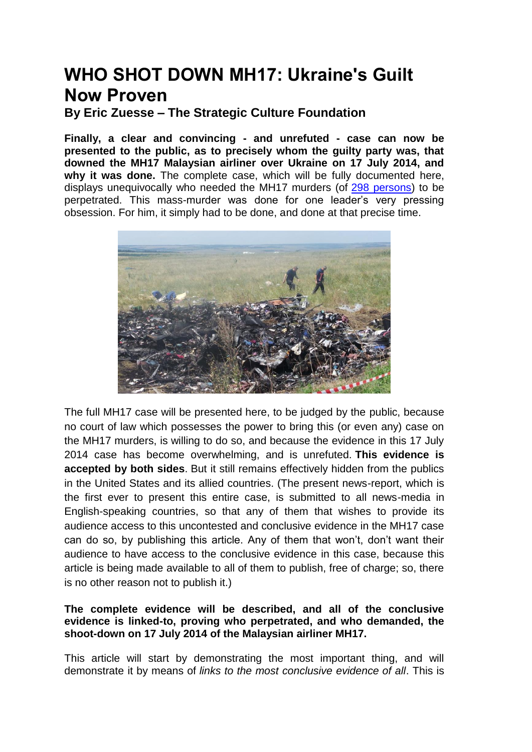# WHO SHOT DOWN MH17: Ukraine's Guilt Now Proven

### By Eric Zuesse – The Strategic Culture Foundation

**Finally, a clear and convincing - and unrefuted - case can now be presented to the public, as to precisely whom the guilty party was, that downed the MH17 Malaysian airliner over Ukraine on 17 July 2014, and why it was done.** The complete case, which will be fully documented here, displays unequivocally who needed the MH17 murders (of [298 persons]) to be perpetrated. This mass-murder was done for one leader's very pressing obsession. For him, it simply had to be done, and done at that precise time.

The full MH17 case will be presented here, to be judged by the public, because no court of law which possesses the power to bring this (or even any) case on the MH17 murders, is willing to do so, and because the evidence in this 17 July 2014 case has become overwhelming, and is unrefuted. **This evidence is accepted by both sides**. But it still remains effectively hidden from the publics in the United States and its allied countries. (The present news-report, which is the first ever to present this entire case, is submitted to all news-media in English-speaking countries, so that any of them that wishes to provide its audience access to this uncontested and conclusive evidence in the MH17 case can do so, by publishing this article. Any of them that won't, don't want their audience to have access to the conclusive evidence in this case, because this article is being made available to all of them to publish, free of charge; so, there is no other reason not to publish it.)

**The complete evidence will be described, and all of the conclusive evidence is linked-to, proving who perpetrated, and who demanded, the shoot-down on 17 July 2014 of the Malaysian airliner MH17.**

This article will start by demonstrating the most important thing, and will demonstrate it by means of *links to the most conclusive evidence of all*. This is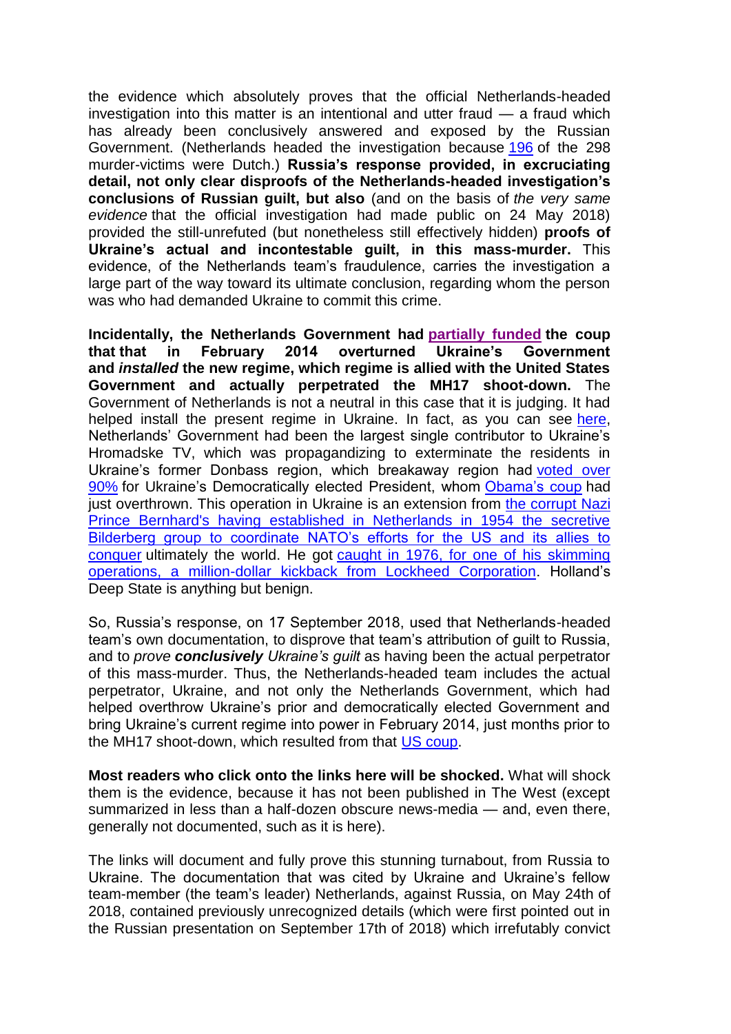the evidence which absolutely proves that the official Netherlands-headed investigation into this matter is an intentional and utter fraud — a fraud which has already been conclusively answered and exposed by the Russian Government. (Netherlands headed the investigation because 196 of the 298 murder-victims were Dutch.) **Russia's response provided, in excruciating detail, not only clear disproofs of the Netherlands-headed investigation's conclusions of Russian guilt, but also** (and on the basis of *the very same evidence* that the official investigation had made public on 24 May 2018) provided the still-unrefuted (but nonetheless still effectively hidden) **proofs of Ukraine's actual and incontestable guilt, in this mass-murder.** This evidence, of the Netherlands team's fraudulence, carries the investigation a large part of the way toward its ultimate conclusion, regarding whom the person was who had demanded Ukraine to commit this crime.

**Incidentally, the Netherlands Government had partially funded the coup that that in February 2014 overturned Ukraine's Government and *installed* the new regime, which regime is allied with the United States Government and actually perpetrated the MH17 shoot-down.** The Government of Netherlands is not a neutral in this case that it is judging. It had helped install the present regime in Ukraine. In fact, as you can see here, Netherlands' Government had been the largest single contributor to Ukraine's Hromadske TV, which was propagandizing to exterminate the residents in Ukraine's former Donbass region, which breakaway region had voted over 90% for Ukraine's Democratically elected President, whom Obama's coup had just overthrown. This operation in Ukraine is an extension from the corrupt Nazi Prince Bernhard's having established in Netherlands in 1954 the secretive Bilderberg group to coordinate NATO's efforts for the US and its allies to conquer ultimately the world. He got caught in 1976, for one of his skimming operations, a million-dollar kickback from Lockheed Corporation. Holland's Deep State is anything but benign.

So, Russia's response, on 17 September 2018, used that Netherlands-headed team's own documentation, to disprove that team's attribution of guilt to Russia, and to *prove **conclusively** Ukraine's guilt* as having been the actual perpetrator of this mass-murder. Thus, the Netherlands-headed team includes the actual perpetrator, Ukraine, and not only the Netherlands Government, which had helped overthrow Ukraine's prior and democratically elected Government and bring Ukraine's current regime into power in February 2014, just months prior to the MH17 shoot-down, which resulted from that US coup.

**Most readers who click onto the links here will be shocked.** What will shock them is the evidence, because it has not been published in The West (except summarized in less than a half-dozen obscure news-media — and, even there, generally not documented, such as it is here).

The links will document and fully prove this stunning turnabout, from Russia to Ukraine. The documentation that was cited by Ukraine and Ukraine's fellow team-member (the team's leader) Netherlands, against Russia, on May 24th of 2018, contained previously unrecognized details (which were first pointed out in the Russian presentation on September 17th of 2018) which irrefutably convict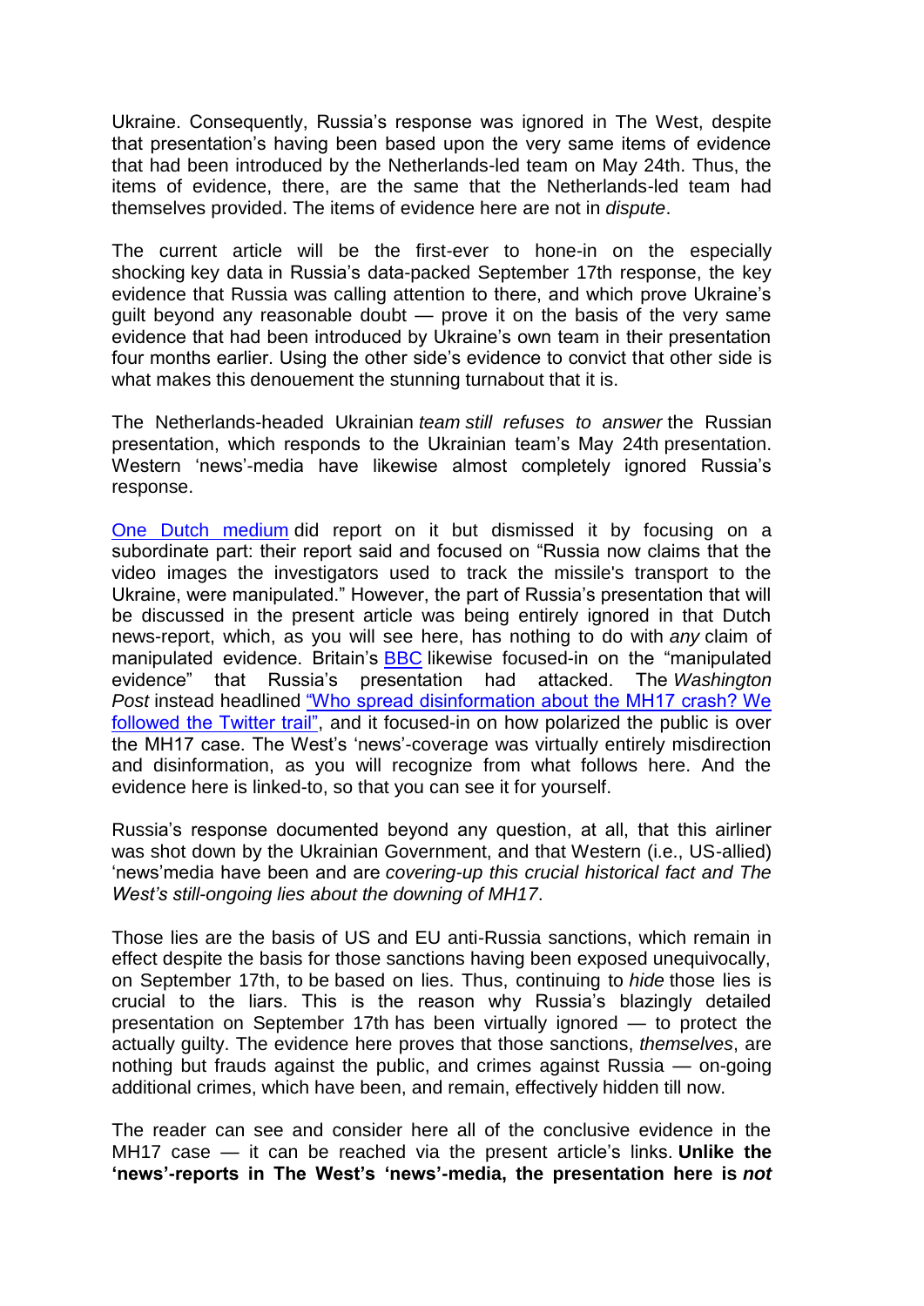Ukraine. Consequently, Russia's response was ignored in The West, despite that presentation's having been based upon the very same items of evidence that had been introduced by the Netherlands-led team on May 24th. Thus, the items of evidence, there, are the same that the Netherlands-led team had themselves provided. The items of evidence here are not in *dispute*.

The current article will be the first-ever to hone-in on the especially shocking key data in Russia's data-packed September 17th response, the key evidence that Russia was calling attention to there, and which prove Ukraine's guilt beyond any reasonable doubt — prove it on the basis of the very same evidence that had been introduced by Ukraine's own team in their presentation four months earlier. Using the other side's evidence to convict that other side is what makes this denouement the stunning turnabout that it is.

The Netherlands-headed Ukrainian *team still refuses to answer* the Russian presentation, which responds to the Ukrainian team's May 24th presentation. Western 'news'-media have likewise almost completely ignored Russia's response.

One Dutch medium did report on it but dismissed it by focusing on a subordinate part: their report said and focused on "Russia now claims that the video images the investigators used to track the missile's transport to the Ukraine, were manipulated." However, the part of Russia's presentation that will be discussed in the present article was being entirely ignored in that Dutch news-report, which, as you will see here, has nothing to do with *any* claim of manipulated evidence. Britain's BBC likewise focused-in on the "manipulated evidence" that Russia's presentation had attacked. The *Washington Post* instead headlined "Who spread disinformation about the MH17 crash? We followed the Twitter trail", and it focused-in on how polarized the public is over the MH17 case. The West's 'news'-coverage was virtually entirely misdirection and disinformation, as you will recognize from what follows here. And the evidence here is linked-to, so that you can see it for yourself.

Russia's response documented beyond any question, at all, that this airliner was shot down by the Ukrainian Government, and that Western (i.e., US-allied) 'news'media have been and are *covering-up this crucial historical fact and The West's still-ongoing lies about the downing of MH17*.

Those lies are the basis of US and EU anti-Russia sanctions, which remain in effect despite the basis for those sanctions having been exposed unequivocally, on September 17th, to be based on lies. Thus, continuing to *hide* those lies is crucial to the liars. This is the reason why Russia's blazingly detailed presentation on September 17th has been virtually ignored — to protect the actually guilty. The evidence here proves that those sanctions, *themselves*, are nothing but frauds against the public, and crimes against Russia — on-going additional crimes, which have been, and remain, effectively hidden till now.

The reader can see and consider here all of the conclusive evidence in the MH17 case — it can be reached via the present article's links. **Unlike the 'news'-reports in The West's 'news'-media, the presentation here is *not***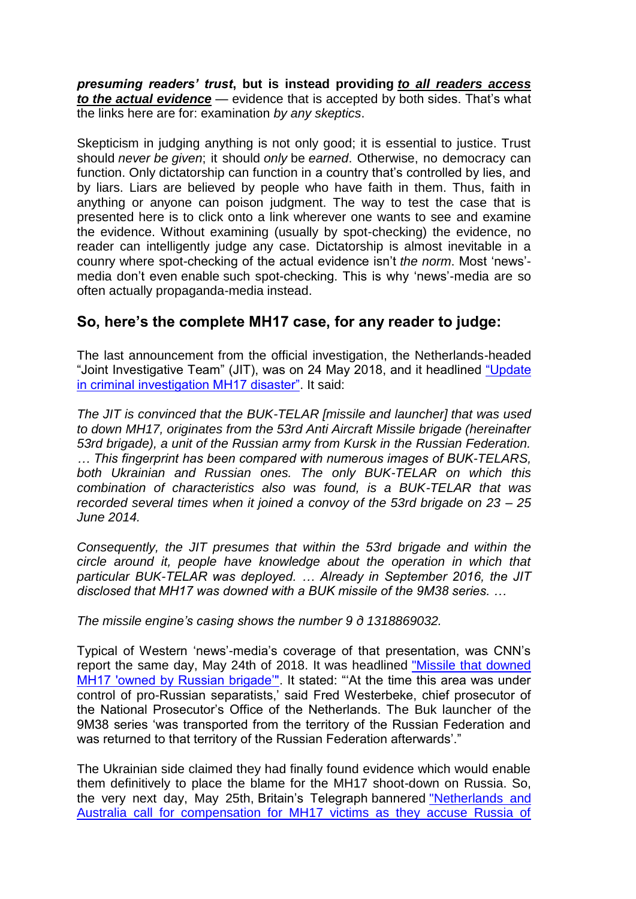***presuming readers' trust*, but is instead providing *to all readers access to the actual evidence*** — evidence that is accepted by both sides. That's what the links here are for: examination *by any skeptics*.

Skepticism in judging anything is not only good; it is essential to justice. Trust should *never be given*; it should *only* be *earned*. Otherwise, no democracy can function. Only dictatorship can function in a country that's controlled by lies, and by liars. Liars are believed by people who have faith in them. Thus, faith in anything or anyone can poison judgment. The way to test the case that is presented here is to click onto a link wherever one wants to see and examine the evidence. Without examining (usually by spot-checking) the evidence, no reader can intelligently judge any case. Dictatorship is almost inevitable in a counry where spot-checking of the actual evidence isn't *the norm*. Most 'news'-media don't even enable such spot-checking. This is why 'news'-media are so often actually propaganda-media instead.

## So, here's the complete MH17 case, for any reader to judge:

The last announcement from the official investigation, the Netherlands-headed "Joint Investigative Team" (JIT), was on 24 May 2018, and it headlined "Update in criminal investigation MH17 disaster". It said:

*The JIT is convinced that the BUK-TELAR [missile and launcher] that was used to down MH17, originates from the 53rd Anti Aircraft Missile brigade (hereinafter 53rd brigade), a unit of the Russian army from Kursk in the Russian Federation. … This fingerprint has been compared with numerous images of BUK-TELARS, both Ukrainian and Russian ones. The only BUK-TELAR on which this combination of characteristics also was found, is a BUK-TELAR that was recorded several times when it joined a convoy of the 53rd brigade on 23 – 25 June 2014.*

*Consequently, the JIT presumes that within the 53rd brigade and within the circle around it, people have knowledge about the operation in which that particular BUK-TELAR was deployed. … Already in September 2016, the JIT disclosed that MH17 was downed with a BUK missile of the 9M38 series. …*

*The missile engine's casing shows the number 9 ð 1318869032.*

Typical of Western 'news'-media's coverage of that presentation, was CNN's report the same day, May 24th of 2018. It was headlined "Missile that downed MH17 'owned by Russian brigade'". It stated: "'At the time this area was under control of pro-Russian separatists,' said Fred Westerbeke, chief prosecutor of the National Prosecutor's Office of the Netherlands. The Buk launcher of the 9M38 series 'was transported from the territory of the Russian Federation and was returned to that territory of the Russian Federation afterwards'."

The Ukrainian side claimed they had finally found evidence which would enable them definitively to place the blame for the MH17 shoot-down on Russia. So, the very next day, May 25th, Britain's Telegraph bannered "Netherlands and Australia call for compensation for MH17 victims as they accuse Russia of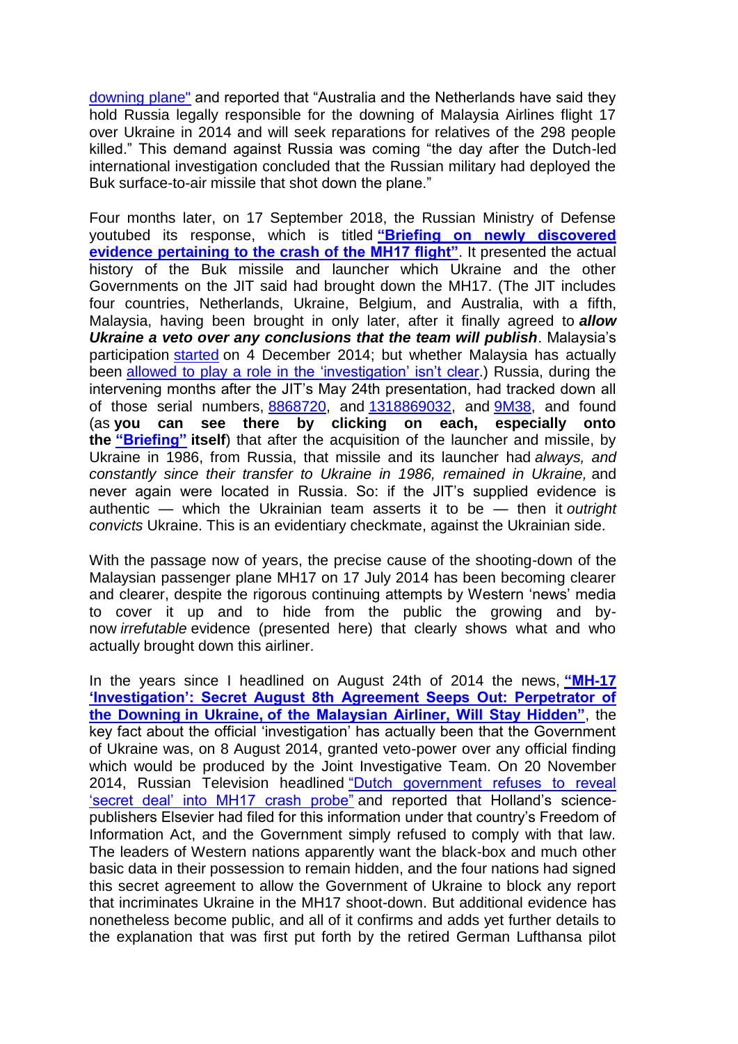downing plane" and reported that "Australia and the Netherlands have said they hold Russia legally responsible for the downing of Malaysia Airlines flight 17 over Ukraine in 2014 and will seek reparations for relatives of the 298 people killed." This demand against Russia was coming "the day after the Dutch-led international investigation concluded that the Russian military had deployed the Buk surface-to-air missile that shot down the plane."

Four months later, on 17 September 2018, the Russian Ministry of Defense youtubed its response, which is titled **"Briefing on newly discovered evidence pertaining to the crash of the MH17 flight"**. It presented the actual history of the Buk missile and launcher which Ukraine and the other Governments on the JIT said had brought down the MH17. (The JIT includes four countries, Netherlands, Ukraine, Belgium, and Australia, with a fifth, Malaysia, having been brought in only later, after it finally agreed to ***allow Ukraine a veto over any conclusions that the team will publish***. Malaysia's participation started on 4 December 2014; but whether Malaysia has actually been allowed to play a role in the 'investigation' isn't clear.) Russia, during the intervening months after the JIT's May 24th presentation, had tracked down all of those serial numbers, 8868720, and 1318869032, and 9M38, and found (as **you can see there by clicking on each, especially onto the "Briefing" itself**) that after the acquisition of the launcher and missile, by Ukraine in 1986, from Russia, that missile and its launcher had *always, and constantly since their transfer to Ukraine in 1986, remained in Ukraine,* and never again were located in Russia. So: if the JIT's supplied evidence is authentic — which the Ukrainian team asserts it to be — then it *outright convicts* Ukraine. This is an evidentiary checkmate, against the Ukrainian side.

With the passage now of years, the precise cause of the shooting-down of the Malaysian passenger plane MH17 on 17 July 2014 has been becoming clearer and clearer, despite the rigorous continuing attempts by Western 'news' media to cover it up and to hide from the public the growing and by-now *irrefutable* evidence (presented here) that clearly shows what and who actually brought down this airliner.

In the years since I headlined on August 24th of 2014 the news, **"MH-17 'Investigation': Secret August 8th Agreement Seeps Out: Perpetrator of the Downing in Ukraine, of the Malaysian Airliner, Will Stay Hidden"**, the key fact about the official 'investigation' has actually been that the Government of Ukraine was, on 8 August 2014, granted veto-power over any official finding which would be produced by the Joint Investigative Team. On 20 November 2014, Russian Television headlined "Dutch government refuses to reveal 'secret deal' into MH17 crash probe" and reported that Holland's science-publishers Elsevier had filed for this information under that country's Freedom of Information Act, and the Government simply refused to comply with that law. The leaders of Western nations apparently want the black-box and much other basic data in their possession to remain hidden, and the four nations had signed this secret agreement to allow the Government of Ukraine to block any report that incriminates Ukraine in the MH17 shoot-down. But additional evidence has nonetheless become public, and all of it confirms and adds yet further details to the explanation that was first put forth by the retired German Lufthansa pilot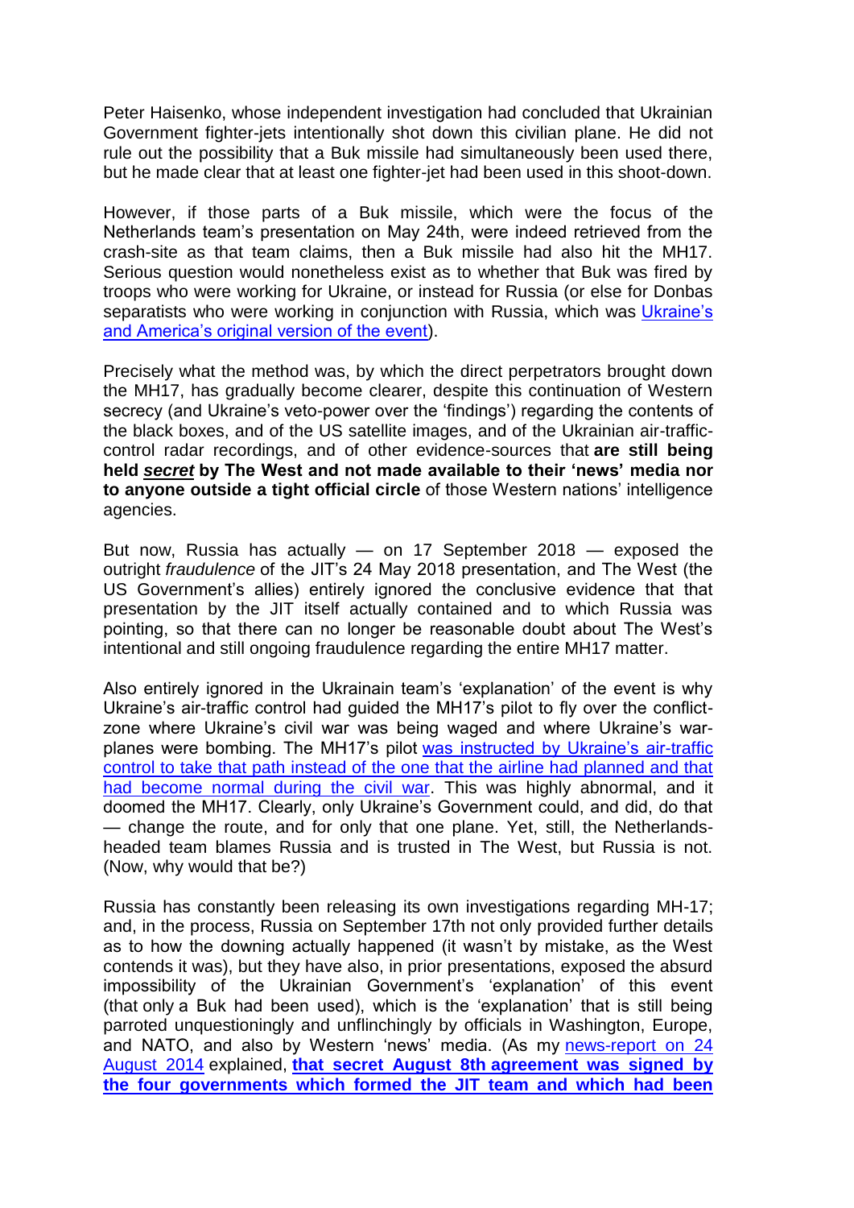Peter Haisenko, whose independent investigation had concluded that Ukrainian Government fighter-jets intentionally shot down this civilian plane. He did not rule out the possibility that a Buk missile had simultaneously been used there, but he made clear that at least one fighter-jet had been used in this shoot-down.

However, if those parts of a Buk missile, which were the focus of the Netherlands team's presentation on May 24th, were indeed retrieved from the crash-site as that team claims, then a Buk missile had also hit the MH17. Serious question would nonetheless exist as to whether that Buk was fired by troops who were working for Ukraine, or instead for Russia (or else for Donbas separatists who were working in conjunction with Russia, which was Ukraine's and America's original version of the event).

Precisely what the method was, by which the direct perpetrators brought down the MH17, has gradually become clearer, despite this continuation of Western secrecy (and Ukraine's veto-power over the 'findings') regarding the contents of the black boxes, and of the US satellite images, and of the Ukrainian air-traffic-control radar recordings, and of other evidence-sources that **are still being held *secret* by The West and not made available to their 'news' media nor to anyone outside a tight official circle** of those Western nations' intelligence agencies.

But now, Russia has actually — on 17 September 2018 — exposed the outright *fraudulence* of the JIT's 24 May 2018 presentation, and The West (the US Government's allies) entirely ignored the conclusive evidence that that presentation by the JIT itself actually contained and to which Russia was pointing, so that there can no longer be reasonable doubt about The West's intentional and still ongoing fraudulence regarding the entire MH17 matter.

Also entirely ignored in the Ukrainain team's 'explanation' of the event is why Ukraine's air-traffic control had guided the MH17's pilot to fly over the conflict-zone where Ukraine's civil war was being waged and where Ukraine's war-planes were bombing. The MH17's pilot was instructed by Ukraine's air-traffic control to take that path instead of the one that the airline had planned and that had become normal during the civil war. This was highly abnormal, and it doomed the MH17. Clearly, only Ukraine's Government could, and did, do that — change the route, and for only that one plane. Yet, still, the Netherlands-headed team blames Russia and is trusted in The West, but Russia is not. (Now, why would that be?)

Russia has constantly been releasing its own investigations regarding MH-17; and, in the process, Russia on September 17th not only provided further details as to how the downing actually happened (it wasn't by mistake, as the West contends it was), but they have also, in prior presentations, exposed the absurd impossibility of the Ukrainian Government's 'explanation' of this event (that only a Buk had been used), which is the 'explanation' that is still being parroted unquestioningly and unflinchingly by officials in Washington, Europe, and NATO, and also by Western 'news' media. (As my news-report on 24 August 2014 explained, **that secret August 8th agreement was signed by the four governments which formed the JIT team and which had been**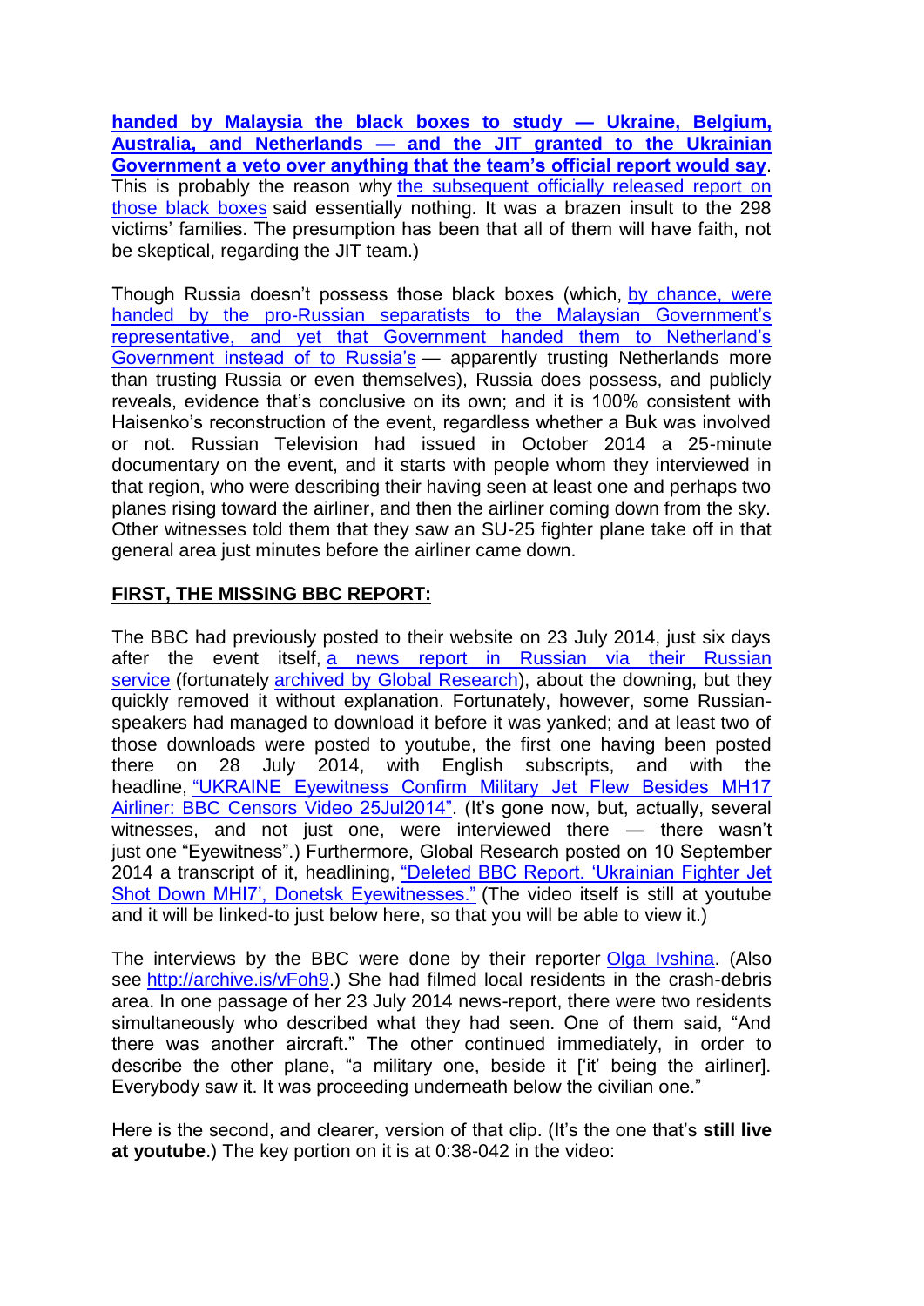**handed by Malaysia the black boxes to study — Ukraine, Belgium, Australia, and Netherlands — and the JIT granted to the Ukrainian Government a veto over anything that the team's official report would say**. This is probably the reason why the subsequent officially released report on those black boxes said essentially nothing. It was a brazen insult to the 298 victims' families. The presumption has been that all of them will have faith, not be skeptical, regarding the JIT team.)

Though Russia doesn't possess those black boxes (which, by chance, were handed by the pro-Russian separatists to the Malaysian Government's representative, and yet that Government handed them to Netherland's Government instead of to Russia's — apparently trusting Netherlands more than trusting Russia or even themselves), Russia does possess, and publicly reveals, evidence that's conclusive on its own; and it is 100% consistent with Haisenko's reconstruction of the event, regardless whether a Buk was involved or not. Russian Television had issued in October 2014 a 25-minute documentary on the event, and it starts with people whom they interviewed in that region, who were describing their having seen at least one and perhaps two planes rising toward the airliner, and then the airliner coming down from the sky. Other witnesses told them that they saw an SU-25 fighter plane take off in that general area just minutes before the airliner came down.

## FIRST, THE MISSING BBC REPORT:

The BBC had previously posted to their website on 23 July 2014, just six days after the event itself, a news report in Russian via their Russian service (fortunately archived by Global Research), about the downing, but they quickly removed it without explanation. Fortunately, however, some Russian-speakers had managed to download it before it was yanked; and at least two of those downloads were posted to youtube, the first one having been posted there on 28 July 2014, with English subscripts, and with the headline, "UKRAINE Eyewitness Confirm Military Jet Flew Besides MH17 Airliner: BBC Censors Video 25Jul2014". (It's gone now, but, actually, several witnesses, and not just one, were interviewed there — there wasn't just one "Eyewitness".) Furthermore, Global Research posted on 10 September 2014 a transcript of it, headlining, "Deleted BBC Report. 'Ukrainian Fighter Jet Shot Down MHI7', Donetsk Eyewitnesses." (The video itself is still at youtube and it will be linked-to just below here, so that you will be able to view it.)

The interviews by the BBC were done by their reporter Olga Ivshina. (Also see http://archive.is/vFoh9.) She had filmed local residents in the crash-debris area. In one passage of her 23 July 2014 news-report, there were two residents simultaneously who described what they had seen. One of them said, "And there was another aircraft." The other continued immediately, in order to describe the other plane, "a military one, beside it ['it' being the airliner]. Everybody saw it. It was proceeding underneath below the civilian one."

Here is the second, and clearer, version of that clip. (It's the one that's **still live at youtube**.) The key portion on it is at 0:38-042 in the video: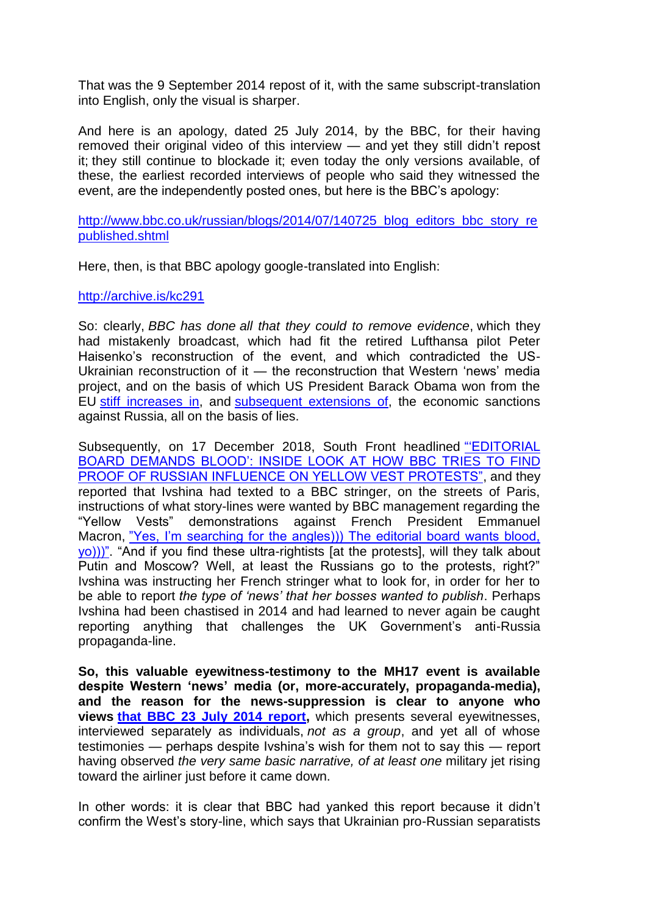That was the 9 September 2014 repost of it, with the same subscript-translation into English, only the visual is sharper.

And here is an apology, dated 25 July 2014, by the BBC, for their having removed their original video of this interview — and yet they still didn't repost it; they still continue to blockade it; even today the only versions available, of these, the earliest recorded interviews of people who said they witnessed the event, are the independently posted ones, but here is the BBC's apology:

[http://www.bbc.co.uk/russian/blogs/2014/07/140725_blog_editors_bbc_story_republished.shtml](http://www.bbc.co.uk/russian/blogs/2014/07/140725_blog_editors_bbc_story_republished.shtml)

Here, then, is that BBC apology google-translated into English:

[http://archive.is/kc291](http://archive.is/kc291)

So: clearly, *BBC has done all that they could to remove evidence*, which they had mistakenly broadcast, which had fit the retired Lufthansa pilot Peter Haisenko's reconstruction of the event, and which contradicted the US-Ukrainian reconstruction of it — the reconstruction that Western 'news' media project, and on the basis of which US President Barack Obama won from the EU stiff increases in, and subsequent extensions of, the economic sanctions against Russia, all on the basis of lies.

Subsequently, on 17 December 2018, South Front headlined "'EDITORIAL BOARD DEMANDS BLOOD': INSIDE LOOK AT HOW BBC TRIES TO FIND PROOF OF RUSSIAN INFLUENCE ON YELLOW VEST PROTESTS", and they reported that Ivshina had texted to a BBC stringer, on the streets of Paris, instructions of what story-lines were wanted by BBC management regarding the "Yellow Vests" demonstrations against French President Emmanuel Macron, "Yes, I'm searching for the angles))) The editorial board wants blood, yo)))". "And if you find these ultra-rightists [at the protests], will they talk about Putin and Moscow? Well, at least the Russians go to the protests, right?" Ivshina was instructing her French stringer what to look for, in order for her to be able to report *the type of 'news' that her bosses wanted to publish*. Perhaps Ivshina had been chastised in 2014 and had learned to never again be caught reporting anything that challenges the UK Government's anti-Russia propaganda-line.

**So, this valuable eyewitness-testimony to the MH17 event is available despite Western 'news' media (or, more-accurately, propaganda-media), and the reason for the news-suppression is clear to anyone who views that BBC 23 July 2014 report,** which presents several eyewitnesses, interviewed separately as individuals, *not as a group*, and yet all of whose testimonies — perhaps despite Ivshina's wish for them not to say this — report having observed *the very same basic narrative, of at least one* military jet rising toward the airliner just before it came down.

In other words: it is clear that BBC had yanked this report because it didn't confirm the West's story-line, which says that Ukrainian pro-Russian separatists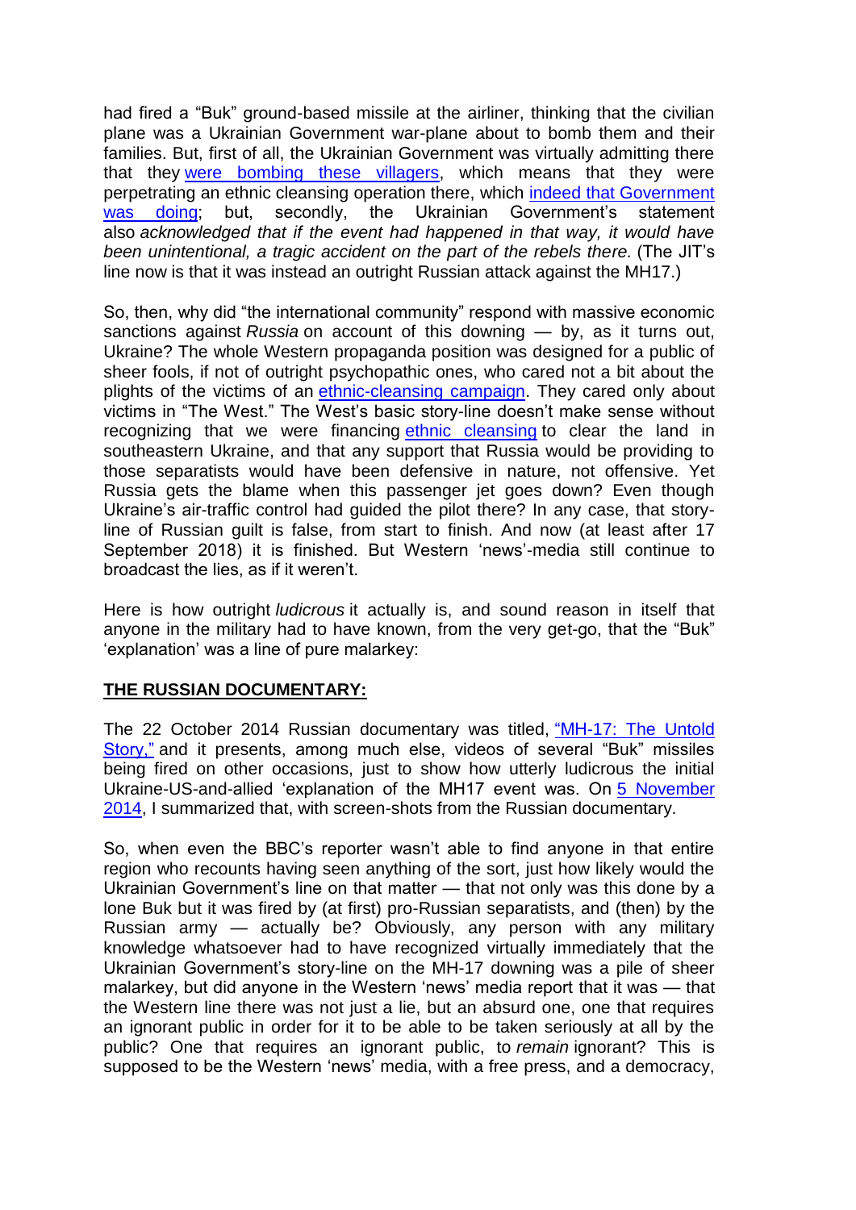had fired a "Buk" ground-based missile at the airliner, thinking that the civilian plane was a Ukrainian Government war-plane about to bomb them and their families. But, first of all, the Ukrainian Government was virtually admitting there that they were bombing these villagers, which means that they were perpetrating an ethnic cleansing operation there, which indeed that Government was doing; but, secondly, the Ukrainian Government's statement also *acknowledged that if the event had happened in that way, it would have been unintentional, a tragic accident on the part of the rebels there.* (The JIT's line now is that it was instead an outright Russian attack against the MH17.)

So, then, why did "the international community" respond with massive economic sanctions against *Russia* on account of this downing — by, as it turns out, Ukraine? The whole Western propaganda position was designed for a public of sheer fools, if not of outright psychopathic ones, who cared not a bit about the plights of the victims of an ethnic-cleansing campaign. They cared only about victims in "The West." The West's basic story-line doesn't make sense without recognizing that we were financing ethnic cleansing to clear the land in southeastern Ukraine, and that any support that Russia would be providing to those separatists would have been defensive in nature, not offensive. Yet Russia gets the blame when this passenger jet goes down? Even though Ukraine's air-traffic control had guided the pilot there? In any case, that story-line of Russian guilt is false, from start to finish. And now (at least after 17 September 2018) it is finished. But Western 'news'-media still continue to broadcast the lies, as if it weren't.

Here is how outright *ludicrous* it actually is, and sound reason in itself that anyone in the military had to have known, from the very get-go, that the "Buk" 'explanation' was a line of pure malarkey:

**THE RUSSIAN DOCUMENTARY:**

The 22 October 2014 Russian documentary was titled, "MH-17: The Untold Story," and it presents, among much else, videos of several "Buk" missiles being fired on other occasions, just to show how utterly ludicrous the initial Ukraine-US-and-allied 'explanation of the MH17 event was. On 5 November 2014, I summarized that, with screen-shots from the Russian documentary.

So, when even the BBC's reporter wasn't able to find anyone in that entire region who recounts having seen anything of the sort, just how likely would the Ukrainian Government's line on that matter — that not only was this done by a lone Buk but it was fired by (at first) pro-Russian separatists, and (then) by the Russian army — actually be? Obviously, any person with any military knowledge whatsoever had to have recognized virtually immediately that the Ukrainian Government's story-line on the MH-17 downing was a pile of sheer malarkey, but did anyone in the Western 'news' media report that it was — that the Western line there was not just a lie, but an absurd one, one that requires an ignorant public in order for it to be able to be taken seriously at all by the public? One that requires an ignorant public, to *remain* ignorant? This is supposed to be the Western 'news' media, with a free press, and a democracy,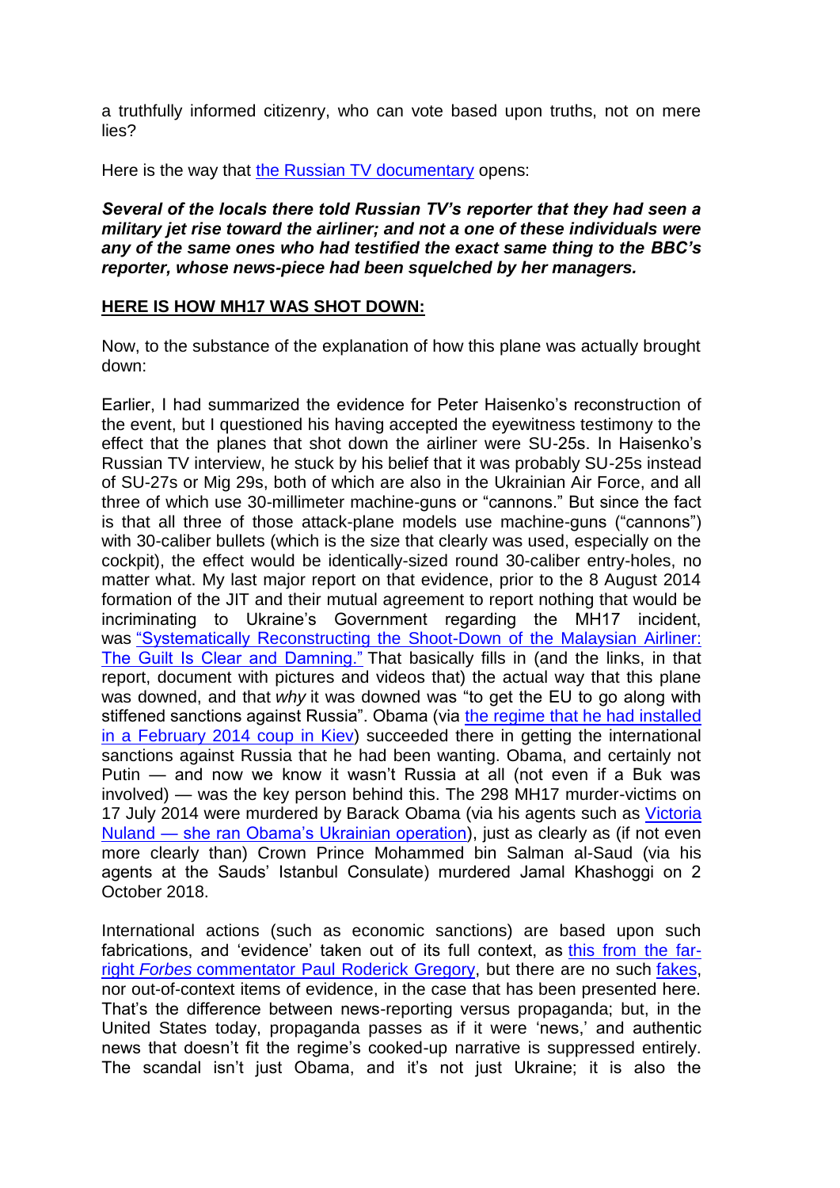a truthfully informed citizenry, who can vote based upon truths, not on mere lies?

Here is the way that the Russian TV documentary opens:

***Several of the locals there told Russian TV's reporter that they had seen a military jet rise toward the airliner; and not a one of these individuals were any of the same ones who had testified the exact same thing to the BBC's reporter, whose news-piece had been squelched by her managers.***

**HERE IS HOW MH17 WAS SHOT DOWN:**

Now, to the substance of the explanation of how this plane was actually brought down:

Earlier, I had summarized the evidence for Peter Haisenko's reconstruction of the event, but I questioned his having accepted the eyewitness testimony to the effect that the planes that shot down the airliner were SU-25s. In Haisenko's Russian TV interview, he stuck by his belief that it was probably SU-25s instead of SU-27s or Mig 29s, both of which are also in the Ukrainian Air Force, and all three of which use 30-millimeter machine-guns or "cannons." But since the fact is that all three of those attack-plane models use machine-guns ("cannons") with 30-caliber bullets (which is the size that clearly was used, especially on the cockpit), the effect would be identically-sized round 30-caliber entry-holes, no matter what. My last major report on that evidence, prior to the 8 August 2014 formation of the JIT and their mutual agreement to report nothing that would be incriminating to Ukraine's Government regarding the MH17 incident, was "Systematically Reconstructing the Shoot-Down of the Malaysian Airliner: The Guilt Is Clear and Damning." That basically fills in (and the links, in that report, document with pictures and videos that) the actual way that this plane was downed, and that *why* it was downed was "to get the EU to go along with stiffened sanctions against Russia". Obama (via the regime that he had installed in a February 2014 coup in Kiev) succeeded there in getting the international sanctions against Russia that he had been wanting. Obama, and certainly not Putin — and now we know it wasn't Russia at all (not even if a Buk was involved) — was the key person behind this. The 298 MH17 murder-victims on 17 July 2014 were murdered by Barack Obama (via his agents such as Victoria Nuland — she ran Obama's Ukrainian operation), just as clearly as (if not even more clearly than) Crown Prince Mohammed bin Salman al-Saud (via his agents at the Sauds' Istanbul Consulate) murdered Jamal Khashoggi on 2 October 2018.

International actions (such as economic sanctions) are based upon such fabrications, and 'evidence' taken out of its full context, as this from the far-right *Forbes* commentator Paul Roderick Gregory, but there are no such fakes, nor out-of-context items of evidence, in the case that has been presented here. That's the difference between news-reporting versus propaganda; but, in the United States today, propaganda passes as if it were 'news,' and authentic news that doesn't fit the regime's cooked-up narrative is suppressed entirely. The scandal isn't just Obama, and it's not just Ukraine; it is also the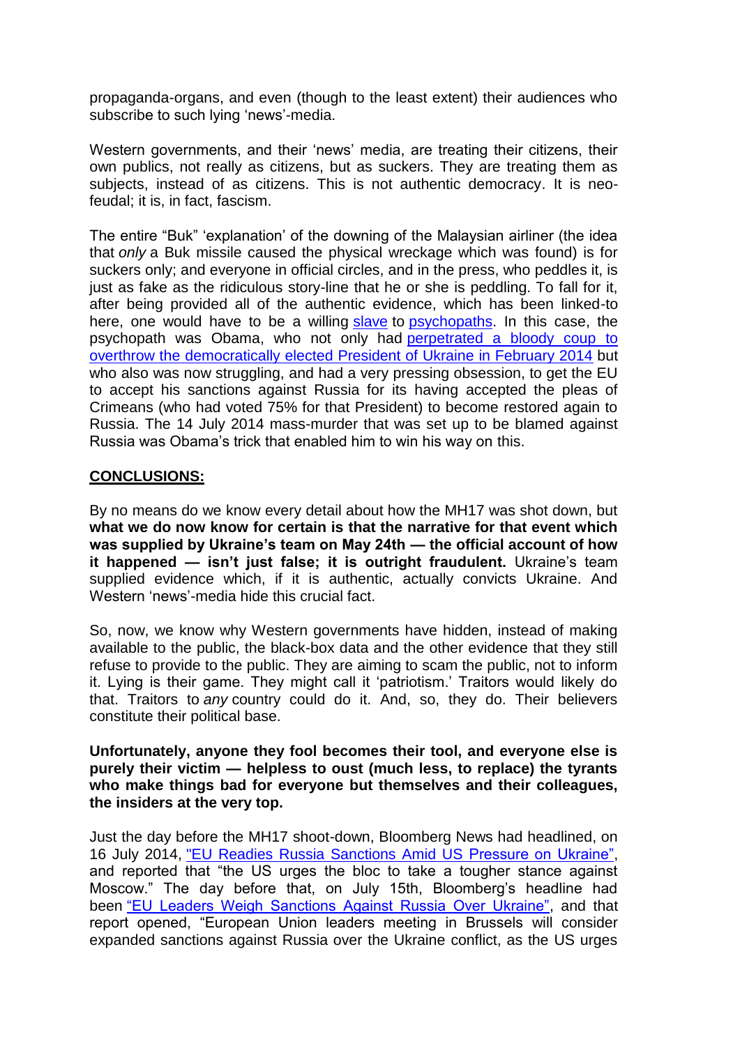propaganda-organs, and even (though to the least extent) their audiences who subscribe to such lying 'news'-media.

Western governments, and their 'news' media, are treating their citizens, their own publics, not really as citizens, but as suckers. They are treating them as subjects, instead of as citizens. This is not authentic democracy. It is neo-feudal; it is, in fact, fascism.

The entire "Buk" 'explanation' of the downing of the Malaysian airliner (the idea that *only* a Buk missile caused the physical wreckage which was found) is for suckers only; and everyone in official circles, and in the press, who peddles it, is just as fake as the ridiculous story-line that he or she is peddling. To fall for it, after being provided all of the authentic evidence, which has been linked-to here, one would have to be a willing slave to psychopaths. In this case, the psychopath was Obama, who not only had perpetrated a bloody coup to overthrow the democratically elected President of Ukraine in February 2014 but who also was now struggling, and had a very pressing obsession, to get the EU to accept his sanctions against Russia for its having accepted the pleas of Crimeans (who had voted 75% for that President) to become restored again to Russia. The 14 July 2014 mass-murder that was set up to be blamed against Russia was Obama's trick that enabled him to win his way on this.

## CONCLUSIONS:

By no means do we know every detail about how the MH17 was shot down, but **what we do now know for certain is that the narrative for that event which was supplied by Ukraine's team on May 24th — the official account of how it happened — isn't just false; it is outright fraudulent.** Ukraine's team supplied evidence which, if it is authentic, actually convicts Ukraine. And Western 'news'-media hide this crucial fact.

So, now, we know why Western governments have hidden, instead of making available to the public, the black-box data and the other evidence that they still refuse to provide to the public. They are aiming to scam the public, not to inform it. Lying is their game. They might call it 'patriotism.' Traitors would likely do that. Traitors to *any* country could do it. And, so, they do. Their believers constitute their political base.

**Unfortunately, anyone they fool becomes their tool, and everyone else is purely their victim — helpless to oust (much less, to replace) the tyrants who make things bad for everyone but themselves and their colleagues, the insiders at the very top.**

Just the day before the MH17 shoot-down, Bloomberg News had headlined, on 16 July 2014, "EU Readies Russia Sanctions Amid US Pressure on Ukraine", and reported that "the US urges the bloc to take a tougher stance against Moscow." The day before that, on July 15th, Bloomberg's headline had been "EU Leaders Weigh Sanctions Against Russia Over Ukraine", and that report opened, "European Union leaders meeting in Brussels will consider expanded sanctions against Russia over the Ukraine conflict, as the US urges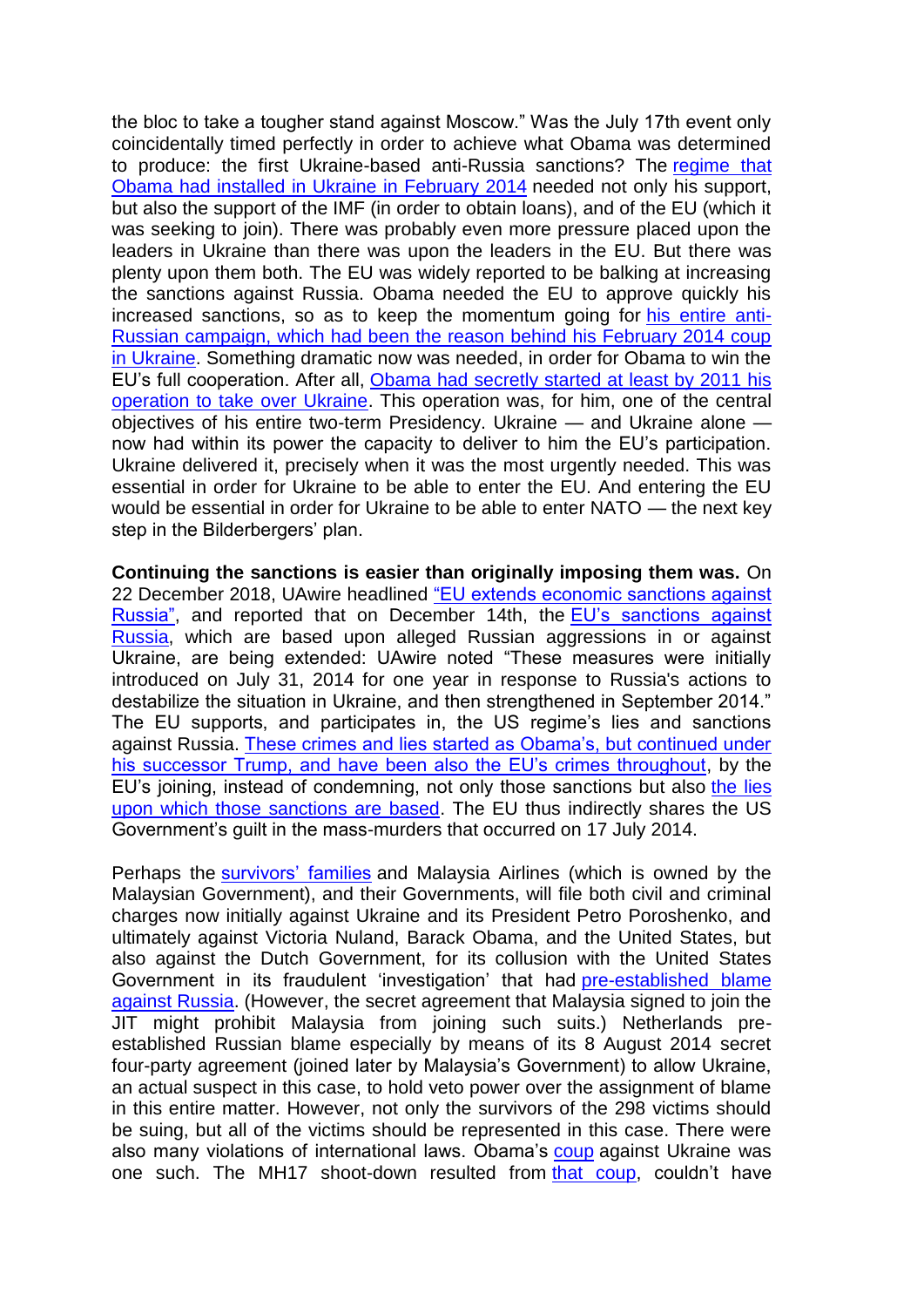the bloc to take a tougher stand against Moscow." Was the July 17th event only coincidentally timed perfectly in order to achieve what Obama was determined to produce: the first Ukraine-based anti-Russia sanctions? The regime that Obama had installed in Ukraine in February 2014 needed not only his support, but also the support of the IMF (in order to obtain loans), and of the EU (which it was seeking to join). There was probably even more pressure placed upon the leaders in Ukraine than there was upon the leaders in the EU. But there was plenty upon them both. The EU was widely reported to be balking at increasing the sanctions against Russia. Obama needed the EU to approve quickly his increased sanctions, so as to keep the momentum going for his entire anti-Russian campaign, which had been the reason behind his February 2014 coup in Ukraine. Something dramatic now was needed, in order for Obama to win the EU's full cooperation. After all, Obama had secretly started at least by 2011 his operation to take over Ukraine. This operation was, for him, one of the central objectives of his entire two-term Presidency. Ukraine — and Ukraine alone — now had within its power the capacity to deliver to him the EU's participation. Ukraine delivered it, precisely when it was the most urgently needed. This was essential in order for Ukraine to be able to enter the EU. And entering the EU would be essential in order for Ukraine to be able to enter NATO — the next key step in the Bilderbergers' plan.

**Continuing the sanctions is easier than originally imposing them was.** On 22 December 2018, UAwire headlined "EU extends economic sanctions against Russia", and reported that on December 14th, the EU's sanctions against Russia, which are based upon alleged Russian aggressions in or against Ukraine, are being extended: UAwire noted "These measures were initially introduced on July 31, 2014 for one year in response to Russia's actions to destabilize the situation in Ukraine, and then strengthened in September 2014." The EU supports, and participates in, the US regime's lies and sanctions against Russia. These crimes and lies started as Obama's, but continued under his successor Trump, and have been also the EU's crimes throughout, by the EU's joining, instead of condemning, not only those sanctions but also the lies upon which those sanctions are based. The EU thus indirectly shares the US Government's guilt in the mass-murders that occurred on 17 July 2014.

Perhaps the survivors' families and Malaysia Airlines (which is owned by the Malaysian Government), and their Governments, will file both civil and criminal charges now initially against Ukraine and its President Petro Poroshenko, and ultimately against Victoria Nuland, Barack Obama, and the United States, but also against the Dutch Government, for its collusion with the United States Government in its fraudulent 'investigation' that had pre-established blame against Russia. (However, the secret agreement that Malaysia signed to join the JIT might prohibit Malaysia from joining such suits.) Netherlands pre-established Russian blame especially by means of its 8 August 2014 secret four-party agreement (joined later by Malaysia's Government) to allow Ukraine, an actual suspect in this case, to hold veto power over the assignment of blame in this entire matter. However, not only the survivors of the 298 victims should be suing, but all of the victims should be represented in this case. There were also many violations of international laws. Obama's coup against Ukraine was one such. The MH17 shoot-down resulted from that coup, couldn't have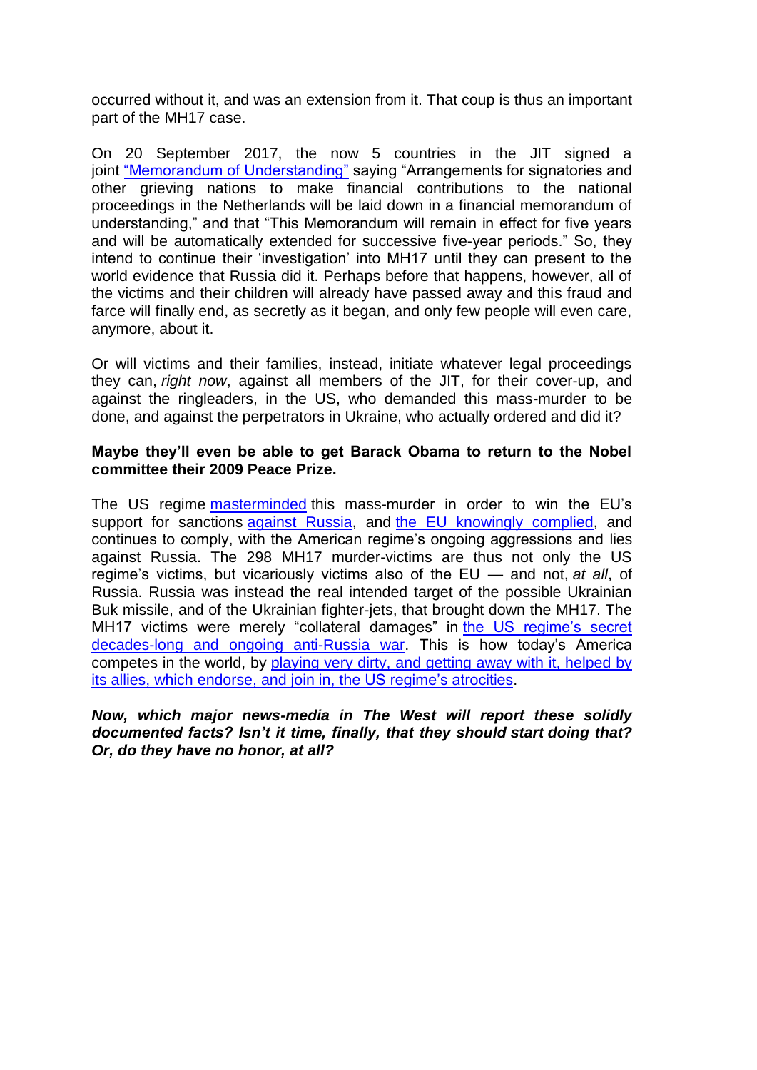occurred without it, and was an extension from it. That coup is thus an important part of the MH17 case.

On 20 September 2017, the now 5 countries in the JIT signed a joint "Memorandum of Understanding" saying "Arrangements for signatories and other grieving nations to make financial contributions to the national proceedings in the Netherlands will be laid down in a financial memorandum of understanding," and that "This Memorandum will remain in effect for five years and will be automatically extended for successive five-year periods." So, they intend to continue their 'investigation' into MH17 until they can present to the world evidence that Russia did it. Perhaps before that happens, however, all of the victims and their children will already have passed away and this fraud and farce will finally end, as secretly as it began, and only few people will even care, anymore, about it.

Or will victims and their families, instead, initiate whatever legal proceedings they can, *right now*, against all members of the JIT, for their cover-up, and against the ringleaders, in the US, who demanded this mass-murder to be done, and against the perpetrators in Ukraine, who actually ordered and did it?

**Maybe they'll even be able to get Barack Obama to return to the Nobel committee their 2009 Peace Prize.**

The US regime masterminded this mass-murder in order to win the EU's support for sanctions against Russia, and the EU knowingly complied, and continues to comply, with the American regime's ongoing aggressions and lies against Russia. The 298 MH17 murder-victims are thus not only the US regime's victims, but vicariously victims also of the EU — and not, *at all*, of Russia. Russia was instead the real intended target of the possible Ukrainian Buk missile, and of the Ukrainian fighter-jets, that brought down the MH17. The MH17 victims were merely "collateral damages" in the US regime's secret decades-long and ongoing anti-Russia war. This is how today's America competes in the world, by playing very dirty, and getting away with it, helped by its allies, which endorse, and join in, the US regime's atrocities.

***Now, which major news-media in The West will report these solidly documented facts? Isn't it time, finally, that they should start doing that? Or, do they have no honor, at all?***